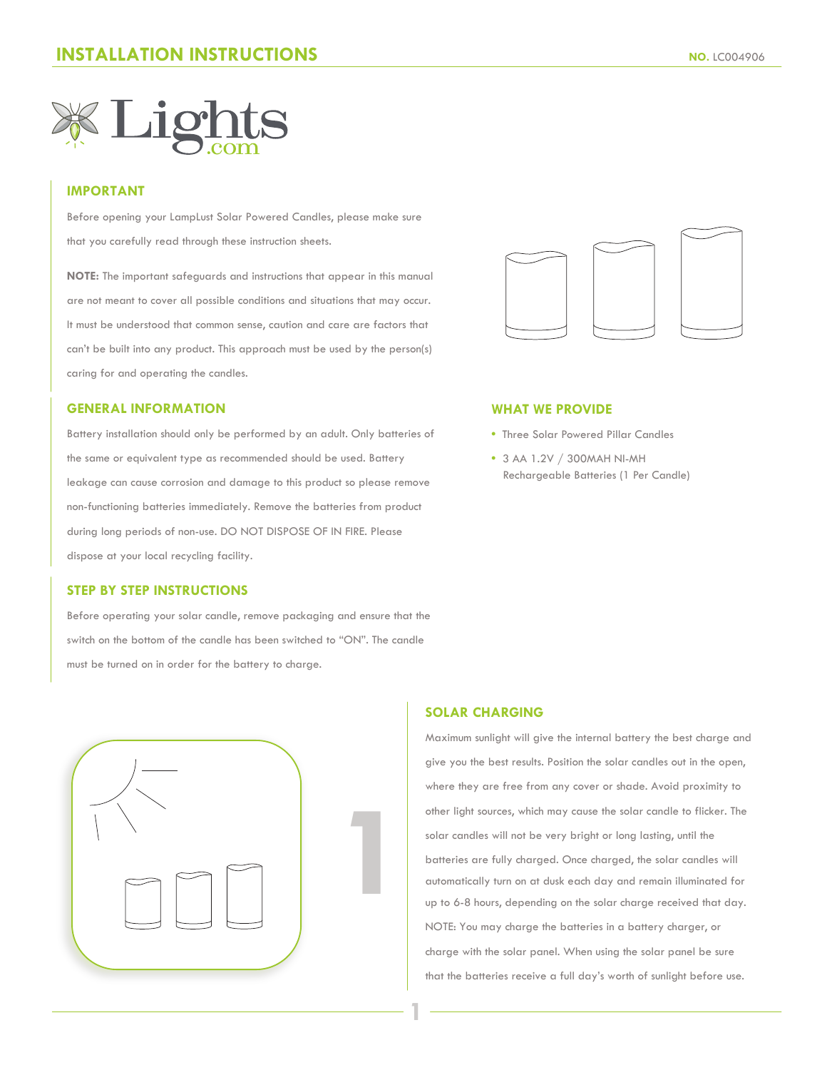# INSTALLATION INSTRUCTIONS

**NO.** LC004906

Lights.com

## IMPORTANT

Before opening your LampLust Solar Powered Candles, please make sure that you carefully read through these instruction sheets.

**NOTE:** The important safeguards and instructions that appear in this manual are not meant to cover all possible conditions and situations that may occur. It must be understood that common sense, caution and care are factors that can't be built into any product. This approach must be used by the person(s) caring for and operating the candles.

## GENERAL INFORMATION

Battery installation should only be performed by an adult. Only batteries of the same or equivalent type as recommended should be used. Battery leakage can cause corrosion and damage to this product so please remove non-functioning batteries immediately. Remove the batteries from product during long periods of non-use. DO NOT DISPOSE OF IN FIRE. Please dispose at your local recycling facility.

## STEP BY STEP INSTRUCTIONS

Before operating your solar candle, remove packaging and ensure that the switch on the bottom of the candle has been switched to "ON". The candle must be turned on in order for the battery to charge.

## WHAT WE PROVIDE

- Three Solar Powered Pillar Candles
- 3 AA 1.2V / 300MAH NI-MH Rechargeable Batteries (1 Per Candle)

1

## SOLAR CHARGING

Maximum sunlight will give the internal battery the best charge and give you the best results. Position the solar candles out in the open, where they are free from any cover or shade. Avoid proximity to other light sources, which may cause the solar candle to flicker. The solar candles will not be very bright or long lasting, until the batteries are fully charged. Once charged, the solar candles will automatically turn on at dusk each day and remain illuminated for up to 6-8 hours, depending on the solar charge received that day. NOTE: You may charge the batteries in a battery charger, or charge with the solar panel. When using the solar panel be sure that the batteries receive a full day's worth of sunlight before use.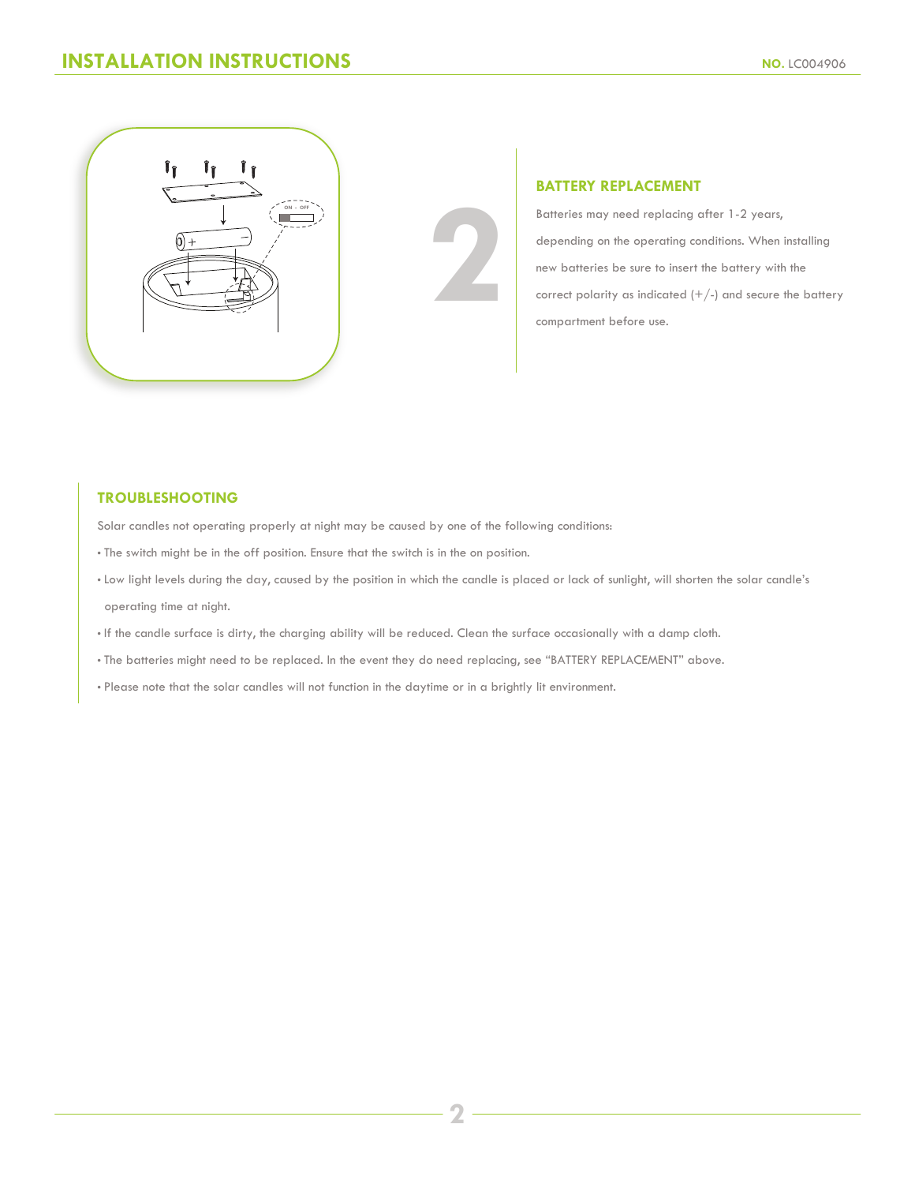## INSTALLATION INSTRUCTIONS

NO. LC004906

2

### BATTERY REPLACEMENT

Batteries may need replacing after 1-2 years, depending on the operating conditions. When installing new batteries be sure to insert the battery with the correct polarity as indicated (+/-) and secure the battery compartment before use.

### TROUBLESHOOTING

Solar candles not operating properly at night may be caused by one of the following conditions:

- The switch might be in the off position. Ensure that the switch is in the on position.
- Low light levels during the day, caused by the position in which the candle is placed or lack of sunlight, will shorten the solar candle's operating time at night.
- If the candle surface is dirty, the charging ability will be reduced. Clean the surface occasionally with a damp cloth.
- The batteries might need to be replaced. In the event they do need replacing, see "BATTERY REPLACEMENT" above.
- Please note that the solar candles will not function in the daytime or in a brightly lit environment.